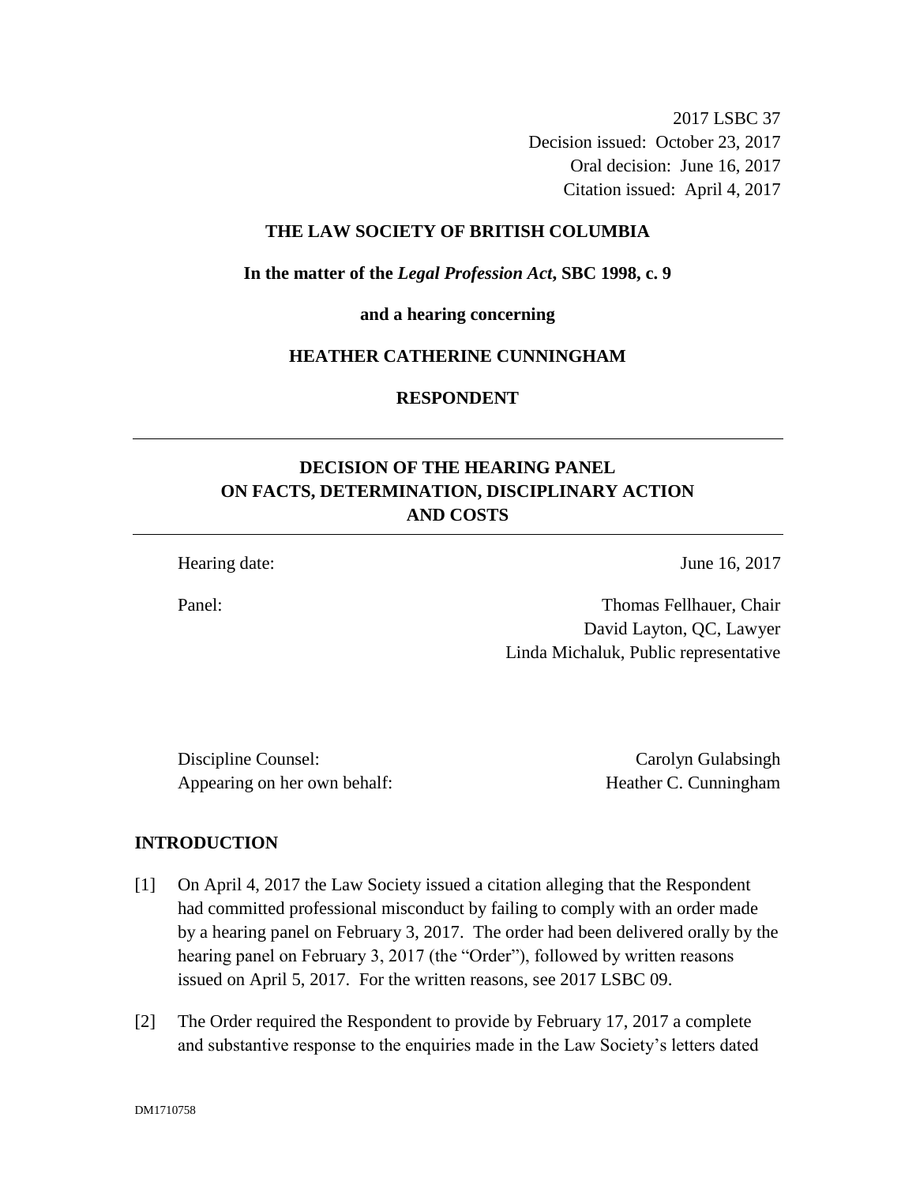2017 LSBC 37
Decision issued: October 23, 2017
Oral decision: June 16, 2017
Citation issued: April 4, 2017

**THE LAW SOCIETY OF BRITISH COLUMBIA**

**In the matter of the *Legal Profession Act*, SBC 1998, c. 9**

**and a hearing concerning**

**HEATHER CATHERINE CUNNINGHAM**

**RESPONDENT**

---

## DECISION OF THE HEARING PANEL ON FACTS, DETERMINATION, DISCIPLINARY ACTION AND COSTS

---

| | |
|---|---|
| Hearing date: | June 16, 2017 |
| Panel: | Thomas Fellhauer, Chair<br>David Layton, QC, Lawyer<br>Linda Michaluk, Public representative |

| | |
|---|---|
| Discipline Counsel: | Carolyn Gulabsingh |
| Appearing on her own behalf: | Heather C. Cunningham |

## INTRODUCTION

[1] On April 4, 2017 the Law Society issued a citation alleging that the Respondent had committed professional misconduct by failing to comply with an order made by a hearing panel on February 3, 2017. The order had been delivered orally by the hearing panel on February 3, 2017 (the "Order"), followed by written reasons issued on April 5, 2017. For the written reasons, see 2017 LSBC 09.

[2] The Order required the Respondent to provide by February 17, 2017 a complete and substantive response to the enquiries made in the Law Society's letters dated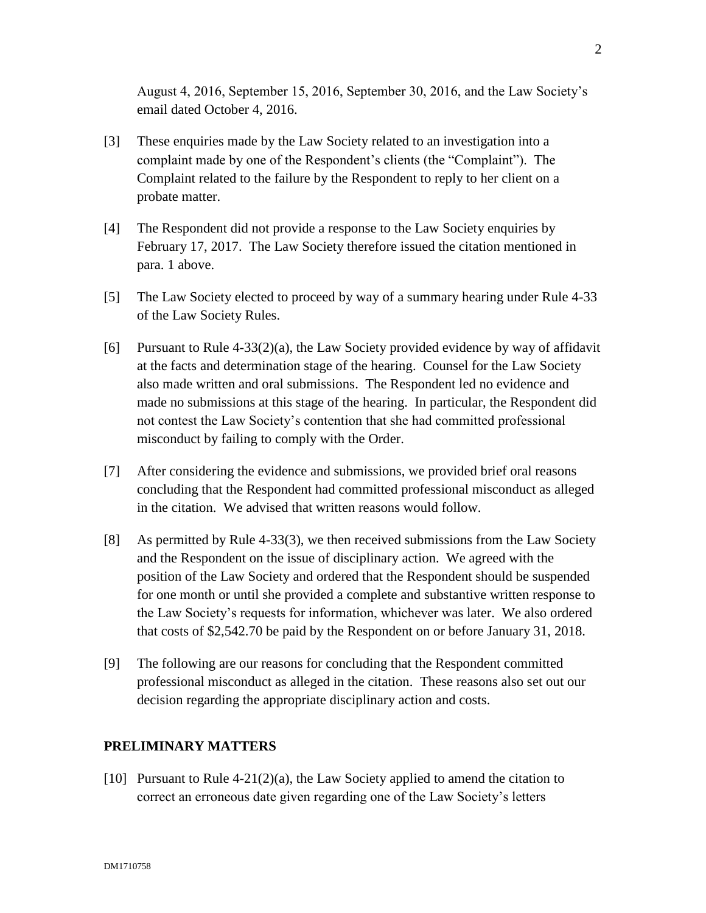August 4, 2016, September 15, 2016, September 30, 2016, and the Law Society's email dated October 4, 2016.

[3] These enquiries made by the Law Society related to an investigation into a complaint made by one of the Respondent's clients (the "Complaint"). The Complaint related to the failure by the Respondent to reply to her client on a probate matter.

[4] The Respondent did not provide a response to the Law Society enquiries by February 17, 2017. The Law Society therefore issued the citation mentioned in para. 1 above.

[5] The Law Society elected to proceed by way of a summary hearing under Rule 4-33 of the Law Society Rules.

[6] Pursuant to Rule 4-33(2)(a), the Law Society provided evidence by way of affidavit at the facts and determination stage of the hearing. Counsel for the Law Society also made written and oral submissions. The Respondent led no evidence and made no submissions at this stage of the hearing. In particular, the Respondent did not contest the Law Society's contention that she had committed professional misconduct by failing to comply with the Order.

[7] After considering the evidence and submissions, we provided brief oral reasons concluding that the Respondent had committed professional misconduct as alleged in the citation. We advised that written reasons would follow.

[8] As permitted by Rule 4-33(3), we then received submissions from the Law Society and the Respondent on the issue of disciplinary action. We agreed with the position of the Law Society and ordered that the Respondent should be suspended for one month or until she provided a complete and substantive written response to the Law Society's requests for information, whichever was later. We also ordered that costs of $2,542.70 be paid by the Respondent on or before January 31, 2018.

[9] The following are our reasons for concluding that the Respondent committed professional misconduct as alleged in the citation. These reasons also set out our decision regarding the appropriate disciplinary action and costs.

## PRELIMINARY MATTERS

[10] Pursuant to Rule 4-21(2)(a), the Law Society applied to amend the citation to correct an erroneous date given regarding one of the Law Society's letters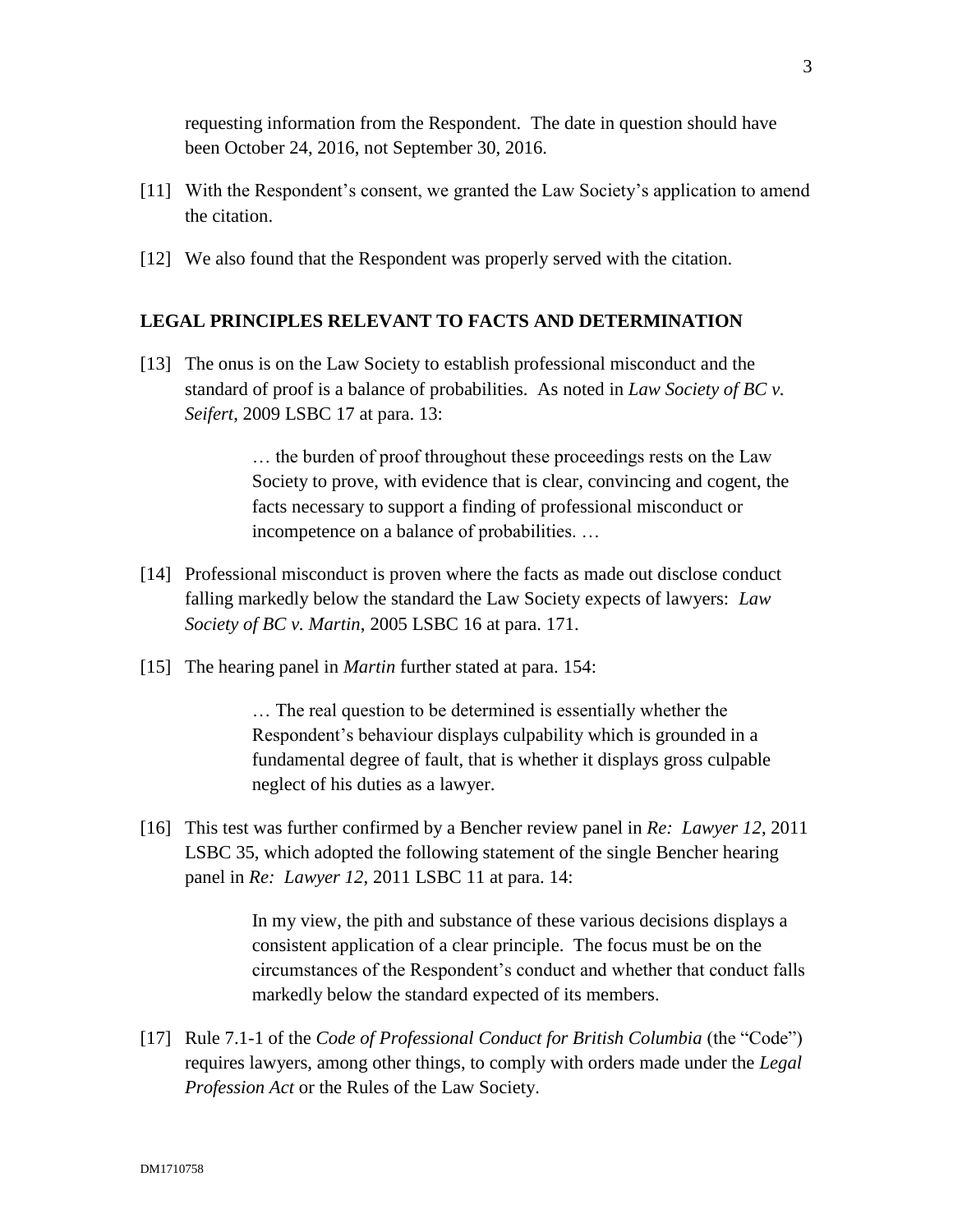requesting information from the Respondent. The date in question should have been October 24, 2016, not September 30, 2016.

[11] With the Respondent's consent, we granted the Law Society's application to amend the citation.

[12] We also found that the Respondent was properly served with the citation.

## LEGAL PRINCIPLES RELEVANT TO FACTS AND DETERMINATION

[13] The onus is on the Law Society to establish professional misconduct and the standard of proof is a balance of probabilities. As noted in *Law Society of BC v. Seifert*, 2009 LSBC 17 at para. 13:

> … the burden of proof throughout these proceedings rests on the Law Society to prove, with evidence that is clear, convincing and cogent, the facts necessary to support a finding of professional misconduct or incompetence on a balance of probabilities. …

[14] Professional misconduct is proven where the facts as made out disclose conduct falling markedly below the standard the Law Society expects of lawyers: *Law Society of BC v. Martin*, 2005 LSBC 16 at para. 171.

[15] The hearing panel in *Martin* further stated at para. 154:

> … The real question to be determined is essentially whether the Respondent's behaviour displays culpability which is grounded in a fundamental degree of fault, that is whether it displays gross culpable neglect of his duties as a lawyer.

[16] This test was further confirmed by a Bencher review panel in *Re: Lawyer 12*, 2011 LSBC 35, which adopted the following statement of the single Bencher hearing panel in *Re: Lawyer 12*, 2011 LSBC 11 at para. 14:

> In my view, the pith and substance of these various decisions displays a consistent application of a clear principle. The focus must be on the circumstances of the Respondent's conduct and whether that conduct falls markedly below the standard expected of its members.

[17] Rule 7.1-1 of the *Code of Professional Conduct for British Columbia* (the "Code") requires lawyers, among other things, to comply with orders made under the *Legal Profession Act* or the Rules of the Law Society.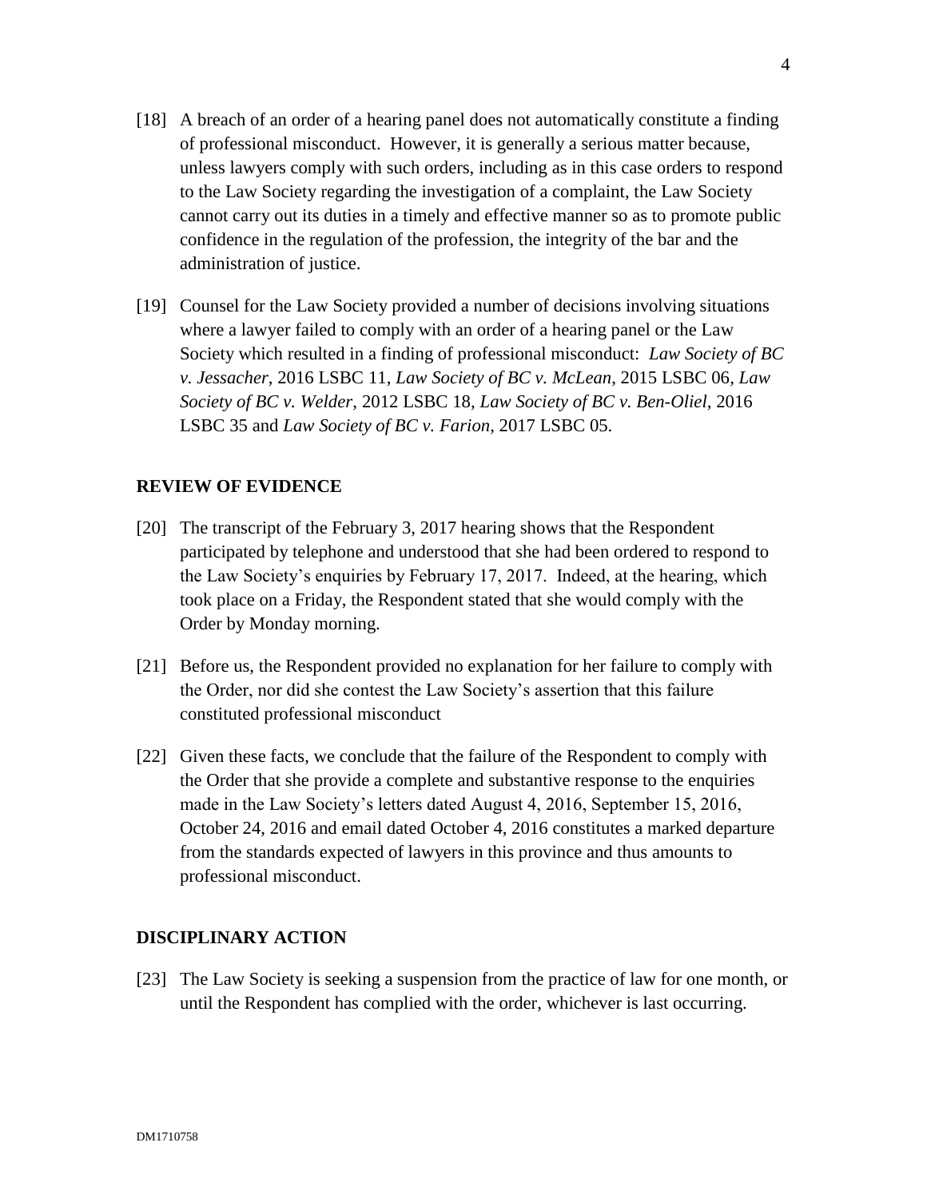[18] A breach of an order of a hearing panel does not automatically constitute a finding of professional misconduct. However, it is generally a serious matter because, unless lawyers comply with such orders, including as in this case orders to respond to the Law Society regarding the investigation of a complaint, the Law Society cannot carry out its duties in a timely and effective manner so as to promote public confidence in the regulation of the profession, the integrity of the bar and the administration of justice.

[19] Counsel for the Law Society provided a number of decisions involving situations where a lawyer failed to comply with an order of a hearing panel or the Law Society which resulted in a finding of professional misconduct: *Law Society of BC v. Jessacher*, 2016 LSBC 11, *Law Society of BC v. McLean*, 2015 LSBC 06, *Law Society of BC v. Welder*, 2012 LSBC 18, *Law Society of BC v. Ben-Oliel*, 2016 LSBC 35 and *Law Society of BC v. Farion*, 2017 LSBC 05.

## REVIEW OF EVIDENCE

[20] The transcript of the February 3, 2017 hearing shows that the Respondent participated by telephone and understood that she had been ordered to respond to the Law Society's enquiries by February 17, 2017. Indeed, at the hearing, which took place on a Friday, the Respondent stated that she would comply with the Order by Monday morning.

[21] Before us, the Respondent provided no explanation for her failure to comply with the Order, nor did she contest the Law Society's assertion that this failure constituted professional misconduct

[22] Given these facts, we conclude that the failure of the Respondent to comply with the Order that she provide a complete and substantive response to the enquiries made in the Law Society's letters dated August 4, 2016, September 15, 2016, October 24, 2016 and email dated October 4, 2016 constitutes a marked departure from the standards expected of lawyers in this province and thus amounts to professional misconduct.

## DISCIPLINARY ACTION

[23] The Law Society is seeking a suspension from the practice of law for one month, or until the Respondent has complied with the order, whichever is last occurring.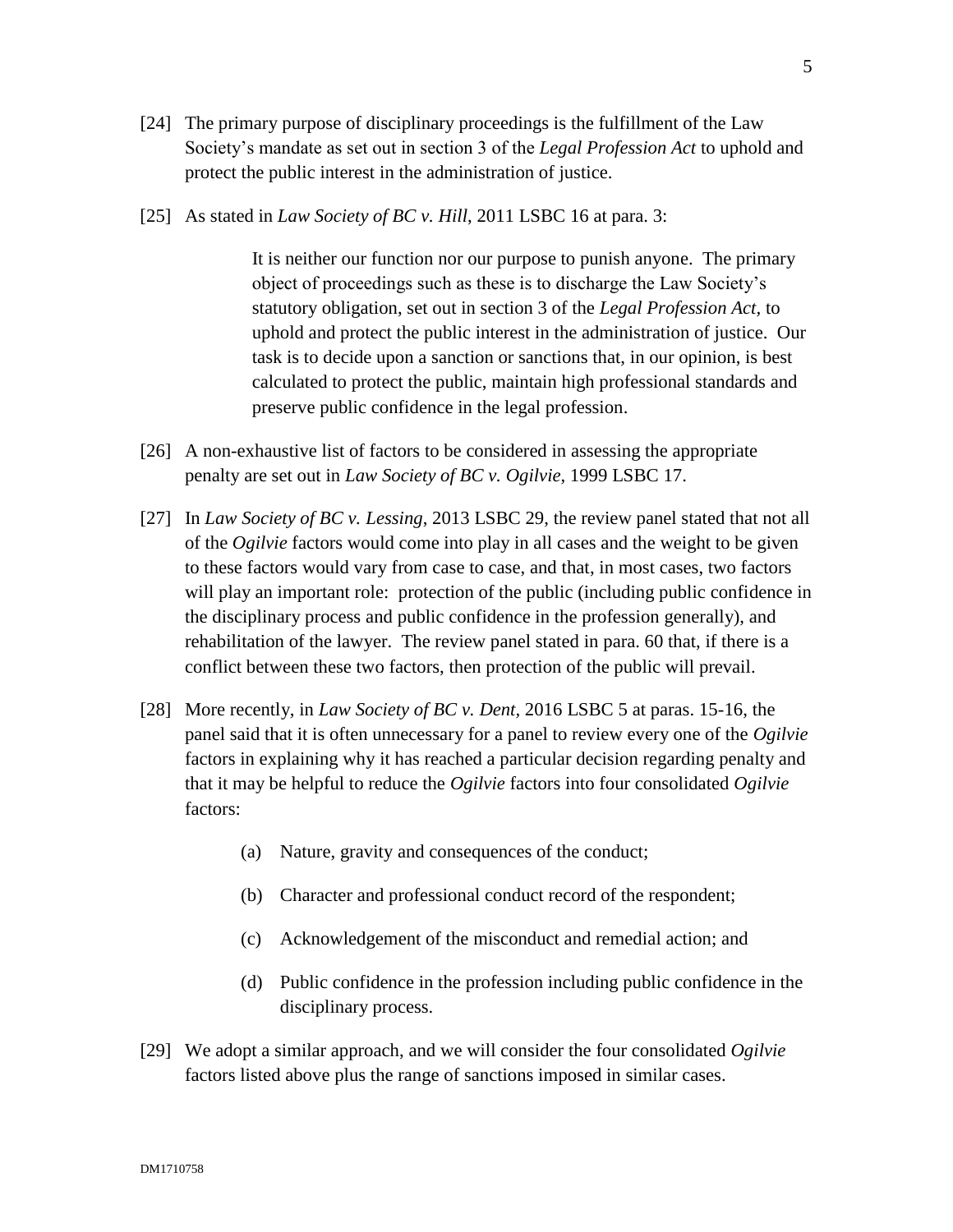[24] The primary purpose of disciplinary proceedings is the fulfillment of the Law Society's mandate as set out in section 3 of the *Legal Profession Act* to uphold and protect the public interest in the administration of justice.

[25] As stated in *Law Society of BC v. Hill*, 2011 LSBC 16 at para. 3:

> It is neither our function nor our purpose to punish anyone. The primary object of proceedings such as these is to discharge the Law Society's statutory obligation, set out in section 3 of the *Legal Profession Act*, to uphold and protect the public interest in the administration of justice. Our task is to decide upon a sanction or sanctions that, in our opinion, is best calculated to protect the public, maintain high professional standards and preserve public confidence in the legal profession.

[26] A non-exhaustive list of factors to be considered in assessing the appropriate penalty are set out in *Law Society of BC v. Ogilvie*, 1999 LSBC 17.

[27] In *Law Society of BC v. Lessing*, 2013 LSBC 29, the review panel stated that not all of the *Ogilvie* factors would come into play in all cases and the weight to be given to these factors would vary from case to case, and that, in most cases, two factors will play an important role: protection of the public (including public confidence in the disciplinary process and public confidence in the profession generally), and rehabilitation of the lawyer. The review panel stated in para. 60 that, if there is a conflict between these two factors, then protection of the public will prevail.

[28] More recently, in *Law Society of BC v. Dent*, 2016 LSBC 5 at paras. 15-16, the panel said that it is often unnecessary for a panel to review every one of the *Ogilvie* factors in explaining why it has reached a particular decision regarding penalty and that it may be helpful to reduce the *Ogilvie* factors into four consolidated *Ogilvie* factors:

(a) Nature, gravity and consequences of the conduct;

(b) Character and professional conduct record of the respondent;

(c) Acknowledgement of the misconduct and remedial action; and

(d) Public confidence in the profession including public confidence in the disciplinary process.

[29] We adopt a similar approach, and we will consider the four consolidated *Ogilvie* factors listed above plus the range of sanctions imposed in similar cases.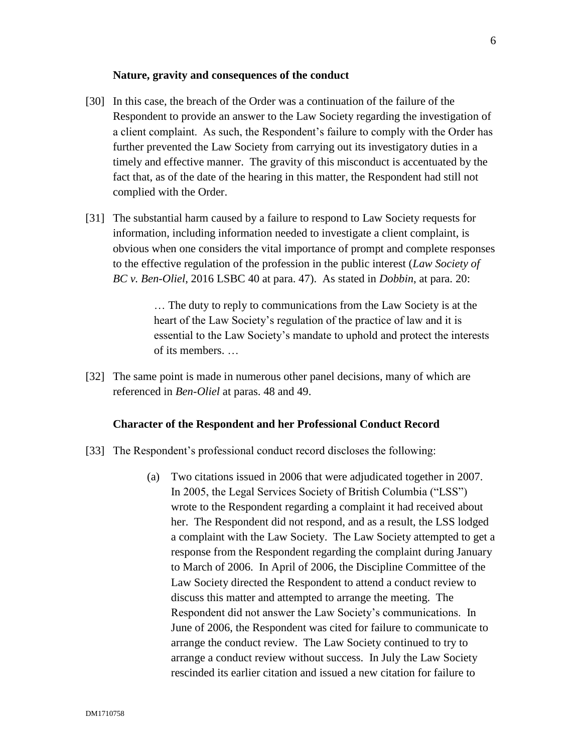### Nature, gravity and consequences of the conduct

[30] In this case, the breach of the Order was a continuation of the failure of the Respondent to provide an answer to the Law Society regarding the investigation of a client complaint. As such, the Respondent's failure to comply with the Order has further prevented the Law Society from carrying out its investigatory duties in a timely and effective manner. The gravity of this misconduct is accentuated by the fact that, as of the date of the hearing in this matter, the Respondent had still not complied with the Order.

[31] The substantial harm caused by a failure to respond to Law Society requests for information, including information needed to investigate a client complaint, is obvious when one considers the vital importance of prompt and complete responses to the effective regulation of the profession in the public interest (*Law Society of BC v. Ben-Oliel*, 2016 LSBC 40 at para. 47). As stated in *Dobbin*, at para. 20:

> … The duty to reply to communications from the Law Society is at the heart of the Law Society's regulation of the practice of law and it is essential to the Law Society's mandate to uphold and protect the interests of its members. …

[32] The same point is made in numerous other panel decisions, many of which are referenced in *Ben-Oliel* at paras. 48 and 49.

### Character of the Respondent and her Professional Conduct Record

[33] The Respondent's professional conduct record discloses the following:

(a) Two citations issued in 2006 that were adjudicated together in 2007. In 2005, the Legal Services Society of British Columbia ("LSS") wrote to the Respondent regarding a complaint it had received about her. The Respondent did not respond, and as a result, the LSS lodged a complaint with the Law Society. The Law Society attempted to get a response from the Respondent regarding the complaint during January to March of 2006. In April of 2006, the Discipline Committee of the Law Society directed the Respondent to attend a conduct review to discuss this matter and attempted to arrange the meeting. The Respondent did not answer the Law Society's communications. In June of 2006, the Respondent was cited for failure to communicate to arrange the conduct review. The Law Society continued to try to arrange a conduct review without success. In July the Law Society rescinded its earlier citation and issued a new citation for failure to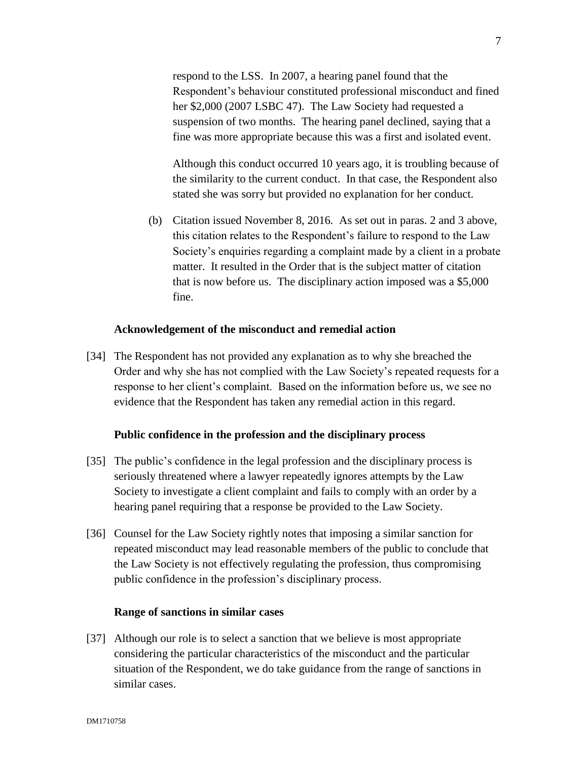respond to the LSS. In 2007, a hearing panel found that the Respondent's behaviour constituted professional misconduct and fined her $2,000 (2007 LSBC 47). The Law Society had requested a suspension of two months. The hearing panel declined, saying that a fine was more appropriate because this was a first and isolated event.

Although this conduct occurred 10 years ago, it is troubling because of the similarity to the current conduct. In that case, the Respondent also stated she was sorry but provided no explanation for her conduct.

(b) Citation issued November 8, 2016. As set out in paras. 2 and 3 above, this citation relates to the Respondent's failure to respond to the Law Society's enquiries regarding a complaint made by a client in a probate matter. It resulted in the Order that is the subject matter of citation that is now before us. The disciplinary action imposed was a $5,000 fine.

**Acknowledgement of the misconduct and remedial action**

[34] The Respondent has not provided any explanation as to why she breached the Order and why she has not complied with the Law Society's repeated requests for a response to her client's complaint. Based on the information before us, we see no evidence that the Respondent has taken any remedial action in this regard.

**Public confidence in the profession and the disciplinary process**

[35] The public's confidence in the legal profession and the disciplinary process is seriously threatened where a lawyer repeatedly ignores attempts by the Law Society to investigate a client complaint and fails to comply with an order by a hearing panel requiring that a response be provided to the Law Society.

[36] Counsel for the Law Society rightly notes that imposing a similar sanction for repeated misconduct may lead reasonable members of the public to conclude that the Law Society is not effectively regulating the profession, thus compromising public confidence in the profession's disciplinary process.

**Range of sanctions in similar cases**

[37] Although our role is to select a sanction that we believe is most appropriate considering the particular characteristics of the misconduct and the particular situation of the Respondent, we do take guidance from the range of sanctions in similar cases.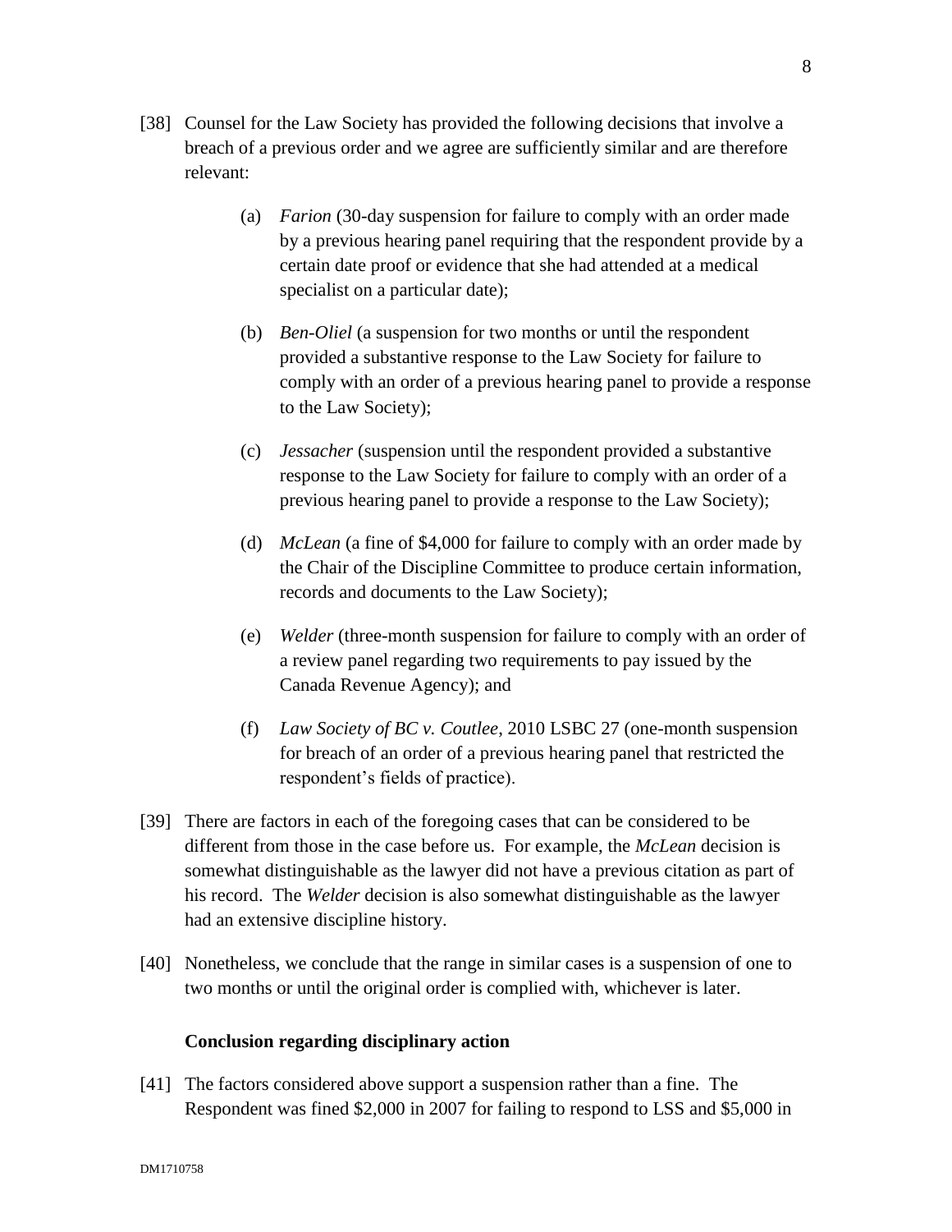[38] Counsel for the Law Society has provided the following decisions that involve a breach of a previous order and we agree are sufficiently similar and are therefore relevant:

> (a) *Farion* (30-day suspension for failure to comply with an order made by a previous hearing panel requiring that the respondent provide by a certain date proof or evidence that she had attended at a medical specialist on a particular date);
>
> (b) *Ben-Oliel* (a suspension for two months or until the respondent provided a substantive response to the Law Society for failure to comply with an order of a previous hearing panel to provide a response to the Law Society);
>
> (c) *Jessacher* (suspension until the respondent provided a substantive response to the Law Society for failure to comply with an order of a previous hearing panel to provide a response to the Law Society);
>
> (d) *McLean* (a fine of $4,000 for failure to comply with an order made by the Chair of the Discipline Committee to produce certain information, records and documents to the Law Society);
>
> (e) *Welder* (three-month suspension for failure to comply with an order of a review panel regarding two requirements to pay issued by the Canada Revenue Agency); and
>
> (f) *Law Society of BC v. Coutlee*, 2010 LSBC 27 (one-month suspension for breach of an order of a previous hearing panel that restricted the respondent's fields of practice).

[39] There are factors in each of the foregoing cases that can be considered to be different from those in the case before us. For example, the *McLean* decision is somewhat distinguishable as the lawyer did not have a previous citation as part of his record. The *Welder* decision is also somewhat distinguishable as the lawyer had an extensive discipline history.

[40] Nonetheless, we conclude that the range in similar cases is a suspension of one to two months or until the original order is complied with, whichever is later.

**Conclusion regarding disciplinary action**

[41] The factors considered above support a suspension rather than a fine. The Respondent was fined $2,000 in 2007 for failing to respond to LSS and $5,000 in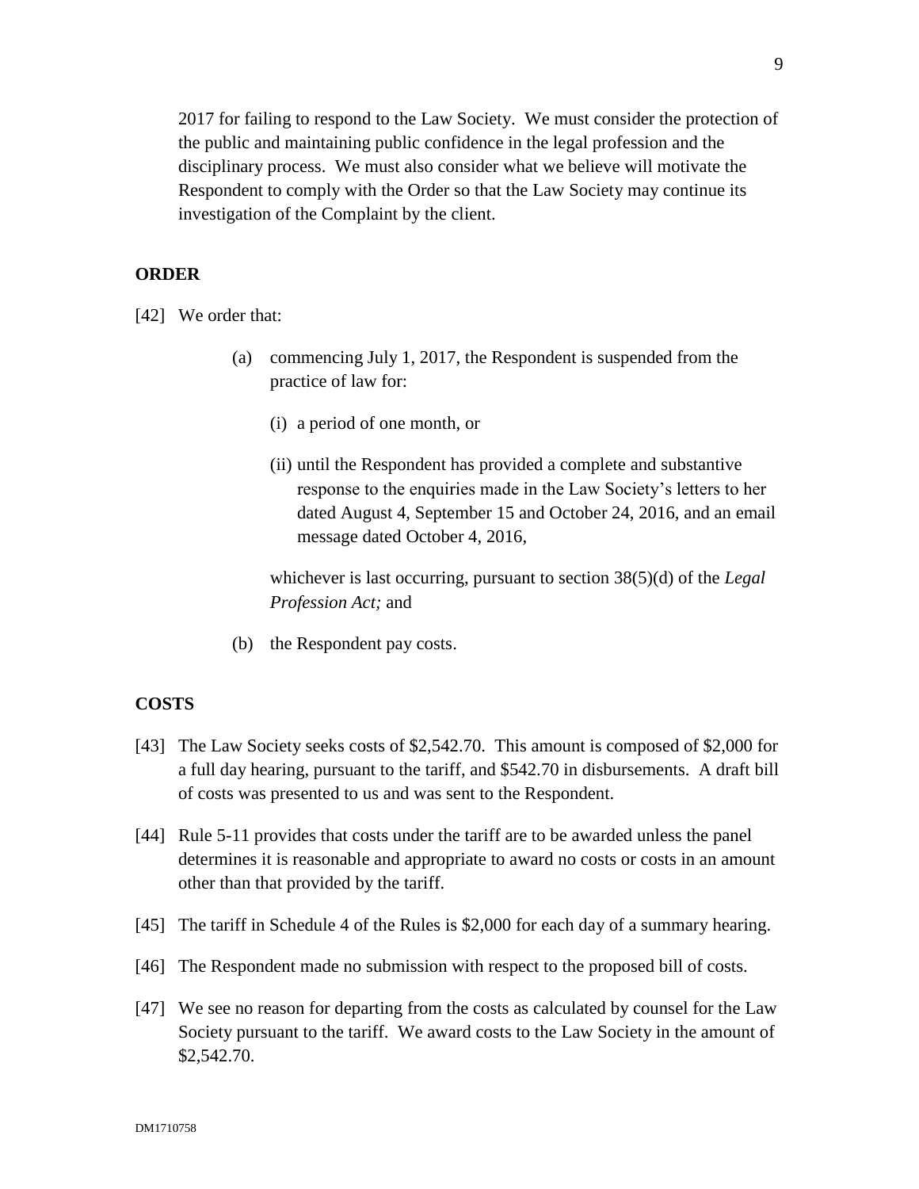2017 for failing to respond to the Law Society. We must consider the protection of the public and maintaining public confidence in the legal profession and the disciplinary process. We must also consider what we believe will motivate the Respondent to comply with the Order so that the Law Society may continue its investigation of the Complaint by the client.

## ORDER

[42] We order that:

(a) commencing July 1, 2017, the Respondent is suspended from the practice of law for:

(i) a period of one month, or

(ii) until the Respondent has provided a complete and substantive response to the enquiries made in the Law Society's letters to her dated August 4, September 15 and October 24, 2016, and an email message dated October 4, 2016,

whichever is last occurring, pursuant to section 38(5)(d) of the *Legal Profession Act;* and

(b) the Respondent pay costs.

## COSTS

[43] The Law Society seeks costs of $2,542.70. This amount is composed of $2,000 for a full day hearing, pursuant to the tariff, and $542.70 in disbursements. A draft bill of costs was presented to us and was sent to the Respondent.

[44] Rule 5-11 provides that costs under the tariff are to be awarded unless the panel determines it is reasonable and appropriate to award no costs or costs in an amount other than that provided by the tariff.

[45] The tariff in Schedule 4 of the Rules is $2,000 for each day of a summary hearing.

[46] The Respondent made no submission with respect to the proposed bill of costs.

[47] We see no reason for departing from the costs as calculated by counsel for the Law Society pursuant to the tariff. We award costs to the Law Society in the amount of $2,542.70.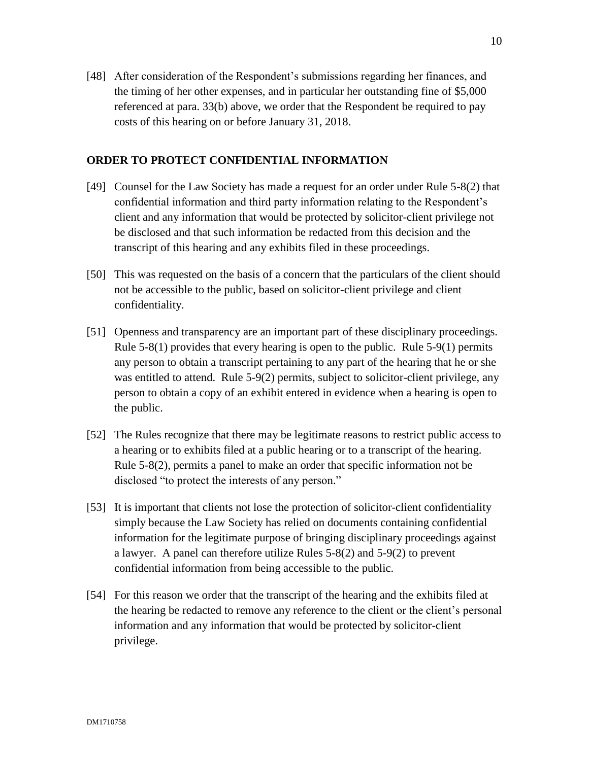[48] After consideration of the Respondent's submissions regarding her finances, and the timing of her other expenses, and in particular her outstanding fine of $5,000 referenced at para. 33(b) above, we order that the Respondent be required to pay costs of this hearing on or before January 31, 2018.

## ORDER TO PROTECT CONFIDENTIAL INFORMATION

[49] Counsel for the Law Society has made a request for an order under Rule 5-8(2) that confidential information and third party information relating to the Respondent's client and any information that would be protected by solicitor-client privilege not be disclosed and that such information be redacted from this decision and the transcript of this hearing and any exhibits filed in these proceedings.

[50] This was requested on the basis of a concern that the particulars of the client should not be accessible to the public, based on solicitor-client privilege and client confidentiality.

[51] Openness and transparency are an important part of these disciplinary proceedings. Rule 5-8(1) provides that every hearing is open to the public. Rule 5-9(1) permits any person to obtain a transcript pertaining to any part of the hearing that he or she was entitled to attend. Rule 5-9(2) permits, subject to solicitor-client privilege, any person to obtain a copy of an exhibit entered in evidence when a hearing is open to the public.

[52] The Rules recognize that there may be legitimate reasons to restrict public access to a hearing or to exhibits filed at a public hearing or to a transcript of the hearing. Rule 5-8(2), permits a panel to make an order that specific information not be disclosed "to protect the interests of any person."

[53] It is important that clients not lose the protection of solicitor-client confidentiality simply because the Law Society has relied on documents containing confidential information for the legitimate purpose of bringing disciplinary proceedings against a lawyer. A panel can therefore utilize Rules 5-8(2) and 5-9(2) to prevent confidential information from being accessible to the public.

[54] For this reason we order that the transcript of the hearing and the exhibits filed at the hearing be redacted to remove any reference to the client or the client's personal information and any information that would be protected by solicitor-client privilege.